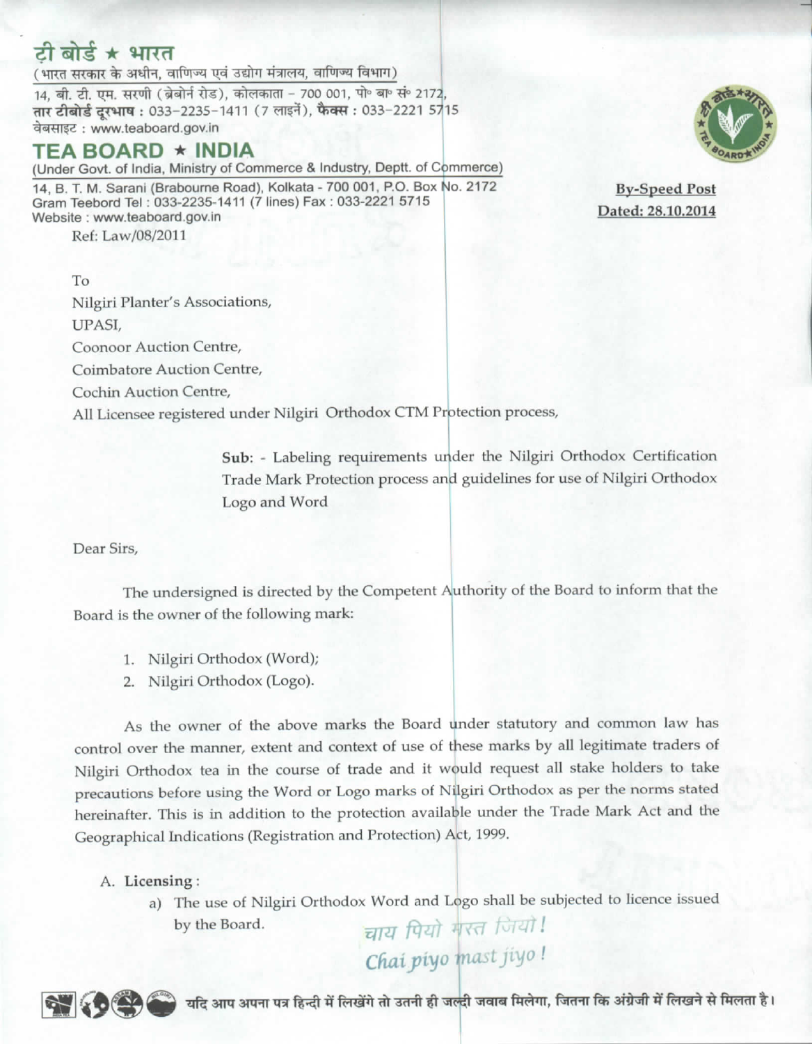# टी बोर्ड ★ भारत

(भारत सरकार के अधीन, वाणिज्य एवं उद्योग मंत्रालय, वाणिज्य विभाग)
14, बी. टी. एम. सरणी (ब्रेबोर्न रोड), कोलकाता – 700 001, पो॰ बा॰ सं॰ 2172,
तार टीबोर्ड दूरभाष : 033-2235-1411 (7 लाइनें), फैक्स : 033-2221 5715
वेबसाइट : www.teaboard.gov.in

# TEA BOARD ★ INDIA

(Under Govt. of India, Ministry of Commerce & Industry, Deptt. of Commerce)
14, B. T. M. Sarani (Brabourne Road), Kolkata - 700 001, P.O. Box No. 2172
Gram Teebord Tel : 033-2235-1411 (7 lines) Fax : 033-2221 5715
Website : www.teaboard.gov.in

**By-Speed Post**
**Dated: 28.10.2014**

Ref: Law/08/2011

To
Nilgiri Planter's Associations,
UPASI,
Coonoor Auction Centre,
Coimbatore Auction Centre,
Cochin Auction Centre,
All Licensee registered under Nilgiri Orthodox CTM Protection process,

**Sub:** - Labeling requirements under the Nilgiri Orthodox Certification Trade Mark Protection process and guidelines for use of Nilgiri Orthodox Logo and Word

Dear Sirs,

The undersigned is directed by the Competent Authority of the Board to inform that the Board is the owner of the following mark:

1. Nilgiri Orthodox (Word);
2. Nilgiri Orthodox (Logo).

As the owner of the above marks the Board under statutory and common law has control over the manner, extent and context of use of these marks by all legitimate traders of Nilgiri Orthodox tea in the course of trade and it would request all stake holders to take precautions before using the Word or Logo marks of Nilgiri Orthodox as per the norms stated hereinafter. This is in addition to the protection available under the Trade Mark Act and the Geographical Indications (Registration and Protection) Act, 1999.

A. **Licensing** :
   a) The use of Nilgiri Orthodox Word and Logo shall be subjected to licence issued by the Board.

*चाय पियो मस्त जियो!*
*Chai piyo mast jiyo!*

यदि आप अपना पत्र हिन्दी में लिखेंगे तो उतनी ही जल्दी जवाब मिलेगा, जितना कि अंग्रेजी में लिखने से मिलता है।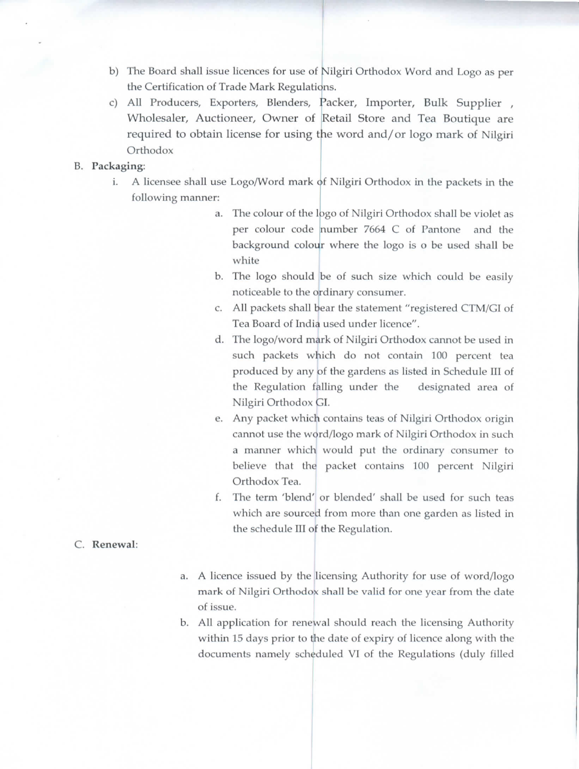b) The Board shall issue licences for use of Nilgiri Orthodox Word and Logo as per the Certification of Trade Mark Regulations.

c) All Producers, Exporters, Blenders, Packer, Importer, Bulk Supplier , Wholesaler, Auctioneer, Owner of Retail Store and Tea Boutique are required to obtain license for using the word and/or logo mark of Nilgiri Orthodox

B. **Packaging**:

i. A licensee shall use Logo/Word mark of Nilgiri Orthodox in the packets in the following manner:

a. The colour of the logo of Nilgiri Orthodox shall be violet as per colour code number 7664 C of Pantone and the background colour where the logo is o be used shall be white

b. The logo should be of such size which could be easily noticeable to the ordinary consumer.

c. All packets shall bear the statement "registered CTM/GI of Tea Board of India used under licence".

d. The logo/word mark of Nilgiri Orthodox cannot be used in such packets which do not contain 100 percent tea produced by any of the gardens as listed in Schedule III of the Regulation falling under the designated area of Nilgiri Orthodox GI.

e. Any packet which contains teas of Nilgiri Orthodox origin cannot use the word/logo mark of Nilgiri Orthodox in such a manner which would put the ordinary consumer to believe that the packet contains 100 percent Nilgiri Orthodox Tea.

f. The term 'blend' or blended' shall be used for such teas which are sourced from more than one garden as listed in the schedule III of the Regulation.

C. **Renewal**:

a. A licence issued by the licensing Authority for use of word/logo mark of Nilgiri Orthodox shall be valid for one year from the date of issue.

b. All application for renewal should reach the licensing Authority within 15 days prior to the date of expiry of licence along with the documents namely scheduled VI of the Regulations (duly filled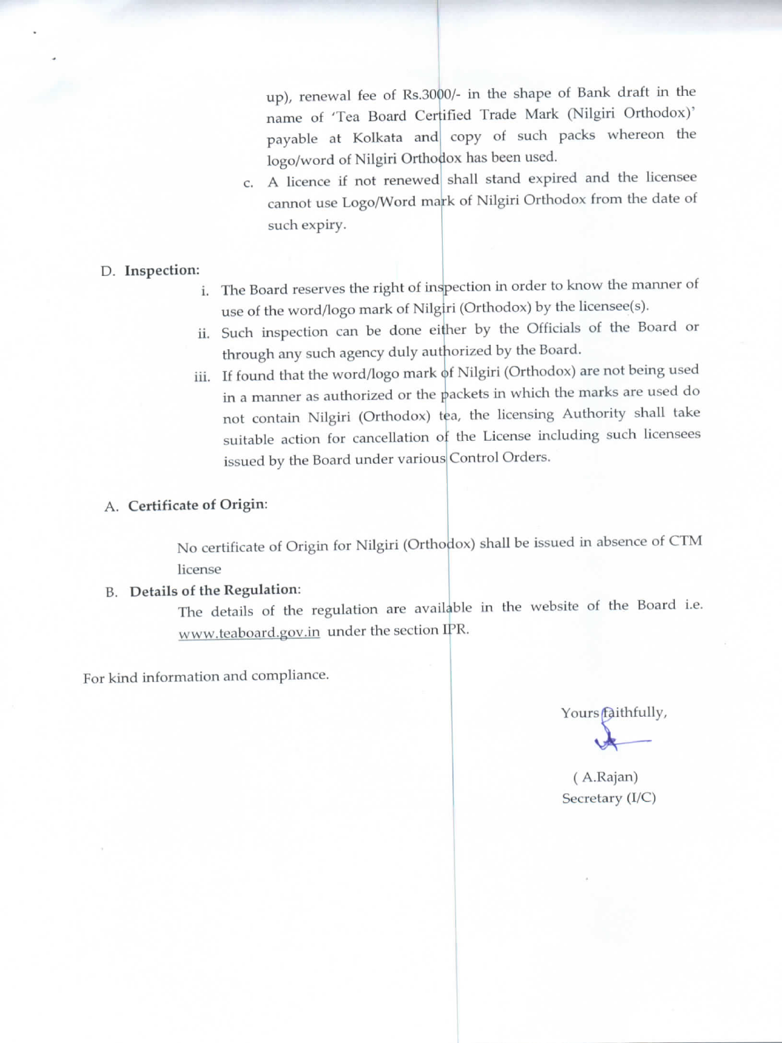up), renewal fee of Rs.3000/- in the shape of Bank draft in the name of 'Tea Board Certified Trade Mark (Nilgiri Orthodox)' payable at Kolkata and copy of such packs whereon the logo/word of Nilgiri Orthodox has been used.

c. A licence if not renewed shall stand expired and the licensee cannot use Logo/Word mark of Nilgiri Orthodox from the date of such expiry.

D. **Inspection:**

i. The Board reserves the right of inspection in order to know the manner of use of the word/logo mark of Nilgiri (Orthodox) by the licensee(s).

ii. Such inspection can be done either by the Officials of the Board or through any such agency duly authorized by the Board.

iii. If found that the word/logo mark of Nilgiri (Orthodox) are not being used in a manner as authorized or the packets in which the marks are used do not contain Nilgiri (Orthodox) tea, the licensing Authority shall take suitable action for cancellation of the License including such licensees issued by the Board under various Control Orders.

A. **Certificate of Origin**:

No certificate of Origin for Nilgiri (Orthodox) shall be issued in absence of CTM license

B. **Details of the Regulation**:

The details of the regulation are available in the website of the Board i.e. www.teaboard.gov.in under the section IPR.

For kind information and compliance.

Yours faithfully,

( A.Rajan)
Secretary (I/C)